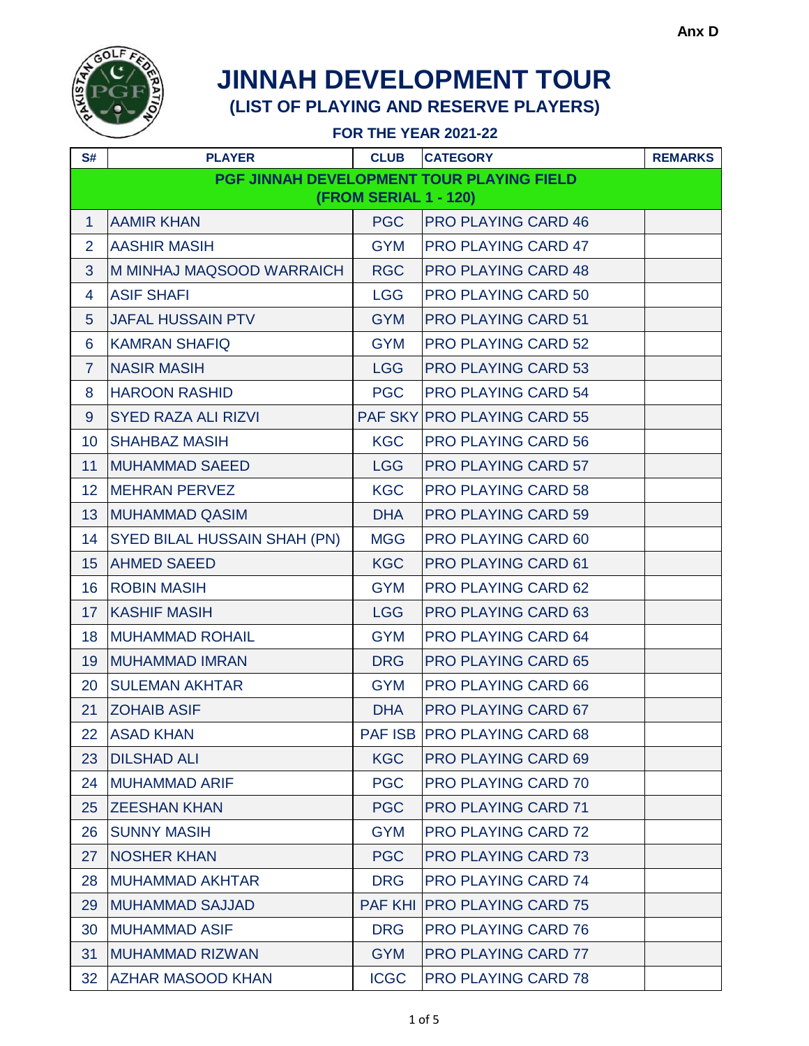Anx D

# JINNAH DEVELOPMENT TOUR

## (LIST OF PLAYING AND RESERVE PLAYERS)

### FOR THE YEAR 2021-22

| S# | PLAYER | CLUB | CATEGORY | REMARKS |
|---|---|---|---|---|
| **PGF JINNAH DEVELOPMENT TOUR PLAYING FIELD (FROM SERIAL 1 - 120)** | | | | |
| 1 | AAMIR KHAN | PGC | PRO PLAYING CARD 46 | |
| 2 | AASHIR MASIH | GYM | PRO PLAYING CARD 47 | |
| 3 | M MINHAJ MAQSOOD WARRAICH | RGC | PRO PLAYING CARD 48 | |
| 4 | ASIF SHAFI | LGG | PRO PLAYING CARD 50 | |
| 5 | JAFAL HUSSAIN PTV | GYM | PRO PLAYING CARD 51 | |
| 6 | KAMRAN SHAFIQ | GYM | PRO PLAYING CARD 52 | |
| 7 | NASIR MASIH | LGG | PRO PLAYING CARD 53 | |
| 8 | HAROON RASHID | PGC | PRO PLAYING CARD 54 | |
| 9 | SYED RAZA ALI RIZVI | PAF SKY | PRO PLAYING CARD 55 | |
| 10 | SHAHBAZ MASIH | KGC | PRO PLAYING CARD 56 | |
| 11 | MUHAMMAD SAEED | LGG | PRO PLAYING CARD 57 | |
| 12 | MEHRAN PERVEZ | KGC | PRO PLAYING CARD 58 | |
| 13 | MUHAMMAD QASIM | DHA | PRO PLAYING CARD 59 | |
| 14 | SYED BILAL HUSSAIN SHAH (PN) | MGG | PRO PLAYING CARD 60 | |
| 15 | AHMED SAEED | KGC | PRO PLAYING CARD 61 | |
| 16 | ROBIN MASIH | GYM | PRO PLAYING CARD 62 | |
| 17 | KASHIF MASIH | LGG | PRO PLAYING CARD 63 | |
| 18 | MUHAMMAD ROHAIL | GYM | PRO PLAYING CARD 64 | |
| 19 | MUHAMMAD IMRAN | DRG | PRO PLAYING CARD 65 | |
| 20 | SULEMAN AKHTAR | GYM | PRO PLAYING CARD 66 | |
| 21 | ZOHAIB ASIF | DHA | PRO PLAYING CARD 67 | |
| 22 | ASAD KHAN | PAF ISB | PRO PLAYING CARD 68 | |
| 23 | DILSHAD ALI | KGC | PRO PLAYING CARD 69 | |
| 24 | MUHAMMAD ARIF | PGC | PRO PLAYING CARD 70 | |
| 25 | ZEESHAN KHAN | PGC | PRO PLAYING CARD 71 | |
| 26 | SUNNY MASIH | GYM | PRO PLAYING CARD 72 | |
| 27 | NOSHER KHAN | PGC | PRO PLAYING CARD 73 | |
| 28 | MUHAMMAD AKHTAR | DRG | PRO PLAYING CARD 74 | |
| 29 | MUHAMMAD SAJJAD | PAF KHI | PRO PLAYING CARD 75 | |
| 30 | MUHAMMAD ASIF | DRG | PRO PLAYING CARD 76 | |
| 31 | MUHAMMAD RIZWAN | GYM | PRO PLAYING CARD 77 | |
| 32 | AZHAR MASOOD KHAN | ICGC | PRO PLAYING CARD 78 | |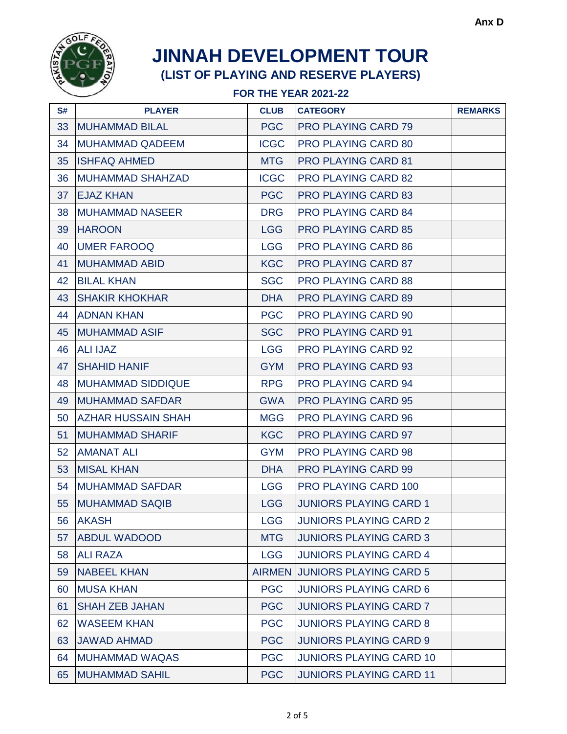Anx D

# JINNAH DEVELOPMENT TOUR

## (LIST OF PLAYING AND RESERVE PLAYERS)

### FOR THE YEAR 2021-22

| S# | PLAYER | CLUB | CATEGORY | REMARKS |
|---|---|---|---|---|
| 33 | MUHAMMAD BILAL | PGC | PRO PLAYING CARD 79 | |
| 34 | MUHAMMAD QADEEM | ICGC | PRO PLAYING CARD 80 | |
| 35 | ISHFAQ AHMED | MTG | PRO PLAYING CARD 81 | |
| 36 | MUHAMMAD SHAHZAD | ICGC | PRO PLAYING CARD 82 | |
| 37 | EJAZ KHAN | PGC | PRO PLAYING CARD 83 | |
| 38 | MUHAMMAD NASEER | DRG | PRO PLAYING CARD 84 | |
| 39 | HAROON | LGG | PRO PLAYING CARD 85 | |
| 40 | UMER FAROOQ | LGG | PRO PLAYING CARD 86 | |
| 41 | MUHAMMAD ABID | KGC | PRO PLAYING CARD 87 | |
| 42 | BILAL KHAN | SGC | PRO PLAYING CARD 88 | |
| 43 | SHAKIR KHOKHAR | DHA | PRO PLAYING CARD 89 | |
| 44 | ADNAN KHAN | PGC | PRO PLAYING CARD 90 | |
| 45 | MUHAMMAD ASIF | SGC | PRO PLAYING CARD 91 | |
| 46 | ALI IJAZ | LGG | PRO PLAYING CARD 92 | |
| 47 | SHAHID HANIF | GYM | PRO PLAYING CARD 93 | |
| 48 | MUHAMMAD SIDDIQUE | RPG | PRO PLAYING CARD 94 | |
| 49 | MUHAMMAD SAFDAR | GWA | PRO PLAYING CARD 95 | |
| 50 | AZHAR HUSSAIN SHAH | MGG | PRO PLAYING CARD 96 | |
| 51 | MUHAMMAD SHARIF | KGC | PRO PLAYING CARD 97 | |
| 52 | AMANAT ALI | GYM | PRO PLAYING CARD 98 | |
| 53 | MISAL KHAN | DHA | PRO PLAYING CARD 99 | |
| 54 | MUHAMMAD SAFDAR | LGG | PRO PLAYING CARD 100 | |
| 55 | MUHAMMAD SAQIB | LGG | JUNIORS PLAYING CARD 1 | |
| 56 | AKASH | LGG | JUNIORS PLAYING CARD 2 | |
| 57 | ABDUL WADOOD | MTG | JUNIORS PLAYING CARD 3 | |
| 58 | ALI RAZA | LGG | JUNIORS PLAYING CARD 4 | |
| 59 | NABEEL KHAN | AIRMEN | JUNIORS PLAYING CARD 5 | |
| 60 | MUSA KHAN | PGC | JUNIORS PLAYING CARD 6 | |
| 61 | SHAH ZEB JAHAN | PGC | JUNIORS PLAYING CARD 7 | |
| 62 | WASEEM KHAN | PGC | JUNIORS PLAYING CARD 8 | |
| 63 | JAWAD AHMAD | PGC | JUNIORS PLAYING CARD 9 | |
| 64 | MUHAMMAD WAQAS | PGC | JUNIORS PLAYING CARD 10 | |
| 65 | MUHAMMAD SAHIL | PGC | JUNIORS PLAYING CARD 11 | |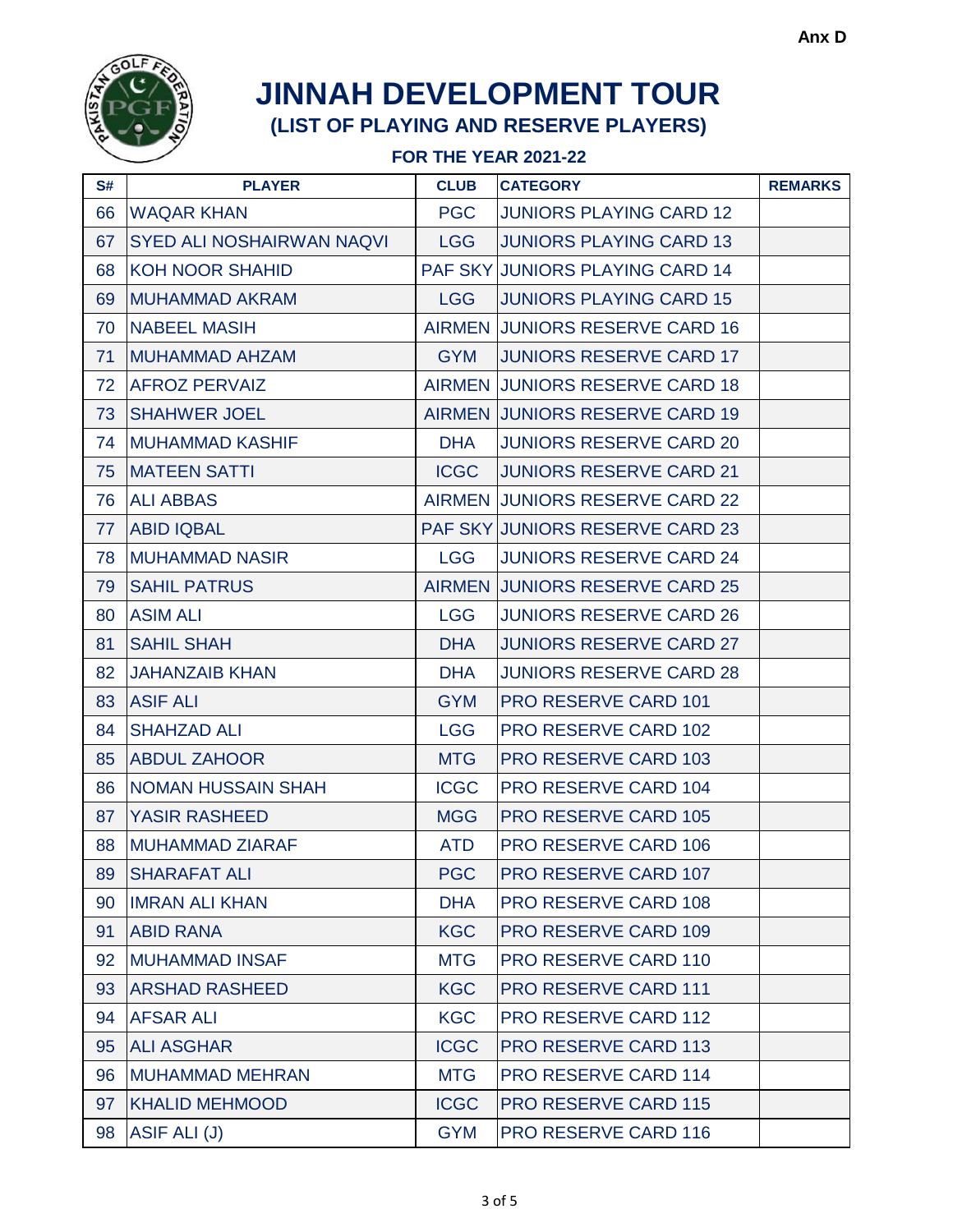Anx D

# JINNAH DEVELOPMENT TOUR

## (LIST OF PLAYING AND RESERVE PLAYERS)

### FOR THE YEAR 2021-22

| S# | PLAYER | CLUB | CATEGORY | REMARKS |
|---|---|---|---|---|
| 66 | WAQAR KHAN | PGC | JUNIORS PLAYING CARD 12 | |
| 67 | SYED ALI NOSHAIRWAN NAQVI | LGG | JUNIORS PLAYING CARD 13 | |
| 68 | KOH NOOR SHAHID | PAF SKY | JUNIORS PLAYING CARD 14 | |
| 69 | MUHAMMAD AKRAM | LGG | JUNIORS PLAYING CARD 15 | |
| 70 | NABEEL MASIH | AIRMEN | JUNIORS RESERVE CARD 16 | |
| 71 | MUHAMMAD AHZAM | GYM | JUNIORS RESERVE CARD 17 | |
| 72 | AFROZ PERVAIZ | AIRMEN | JUNIORS RESERVE CARD 18 | |
| 73 | SHAHWER JOEL | AIRMEN | JUNIORS RESERVE CARD 19 | |
| 74 | MUHAMMAD KASHIF | DHA | JUNIORS RESERVE CARD 20 | |
| 75 | MATEEN SATTI | ICGC | JUNIORS RESERVE CARD 21 | |
| 76 | ALI ABBAS | AIRMEN | JUNIORS RESERVE CARD 22 | |
| 77 | ABID IQBAL | PAF SKY | JUNIORS RESERVE CARD 23 | |
| 78 | MUHAMMAD NASIR | LGG | JUNIORS RESERVE CARD 24 | |
| 79 | SAHIL PATRUS | AIRMEN | JUNIORS RESERVE CARD 25 | |
| 80 | ASIM ALI | LGG | JUNIORS RESERVE CARD 26 | |
| 81 | SAHIL SHAH | DHA | JUNIORS RESERVE CARD 27 | |
| 82 | JAHANZAIB KHAN | DHA | JUNIORS RESERVE CARD 28 | |
| 83 | ASIF ALI | GYM | PRO RESERVE CARD 101 | |
| 84 | SHAHZAD ALI | LGG | PRO RESERVE CARD 102 | |
| 85 | ABDUL ZAHOOR | MTG | PRO RESERVE CARD 103 | |
| 86 | NOMAN HUSSAIN SHAH | ICGC | PRO RESERVE CARD 104 | |
| 87 | YASIR RASHEED | MGG | PRO RESERVE CARD 105 | |
| 88 | MUHAMMAD ZIARAF | ATD | PRO RESERVE CARD 106 | |
| 89 | SHARAFAT ALI | PGC | PRO RESERVE CARD 107 | |
| 90 | IMRAN ALI KHAN | DHA | PRO RESERVE CARD 108 | |
| 91 | ABID RANA | KGC | PRO RESERVE CARD 109 | |
| 92 | MUHAMMAD INSAF | MTG | PRO RESERVE CARD 110 | |
| 93 | ARSHAD RASHEED | KGC | PRO RESERVE CARD 111 | |
| 94 | AFSAR ALI | KGC | PRO RESERVE CARD 112 | |
| 95 | ALI ASGHAR | ICGC | PRO RESERVE CARD 113 | |
| 96 | MUHAMMAD MEHRAN | MTG | PRO RESERVE CARD 114 | |
| 97 | KHALID MEHMOOD | ICGC | PRO RESERVE CARD 115 | |
| 98 | ASIF ALI (J) | GYM | PRO RESERVE CARD 116 | |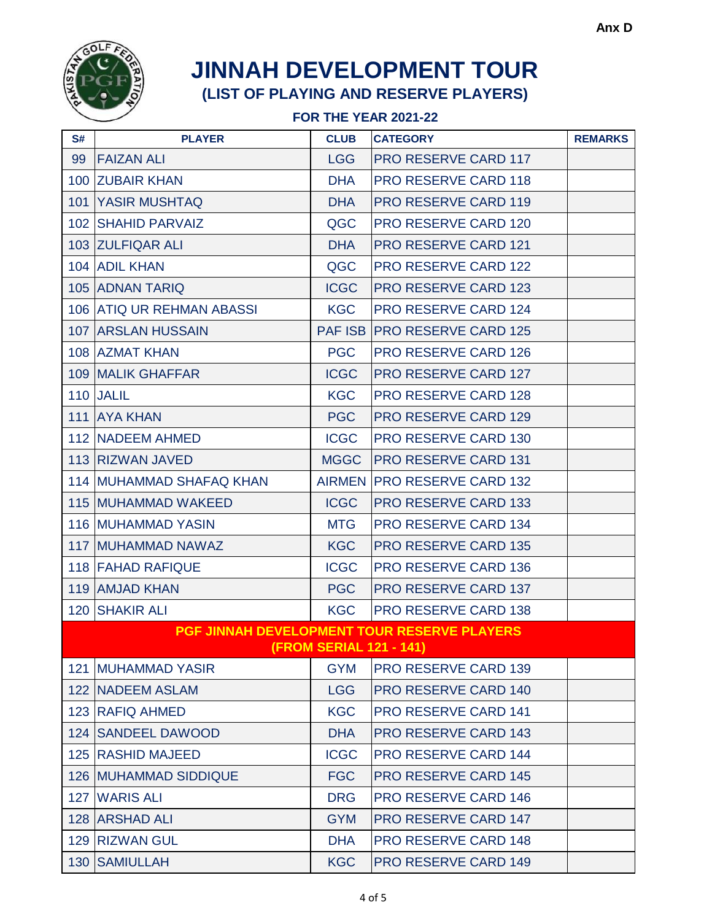Anx D

# JINNAH DEVELOPMENT TOUR

## (LIST OF PLAYING AND RESERVE PLAYERS)

### FOR THE YEAR 2021-22

| S# | PLAYER | CLUB | CATEGORY | REMARKS |
|---|---|---|---|---|
| 99 | FAIZAN ALI | LGG | PRO RESERVE CARD 117 | |
| 100 | ZUBAIR KHAN | DHA | PRO RESERVE CARD 118 | |
| 101 | YASIR MUSHTAQ | DHA | PRO RESERVE CARD 119 | |
| 102 | SHAHID PARVAIZ | QGC | PRO RESERVE CARD 120 | |
| 103 | ZULFIQAR ALI | DHA | PRO RESERVE CARD 121 | |
| 104 | ADIL KHAN | QGC | PRO RESERVE CARD 122 | |
| 105 | ADNAN TARIQ | ICGC | PRO RESERVE CARD 123 | |
| 106 | ATIQ UR REHMAN ABASSI | KGC | PRO RESERVE CARD 124 | |
| 107 | ARSLAN HUSSAIN | PAF ISB | PRO RESERVE CARD 125 | |
| 108 | AZMAT KHAN | PGC | PRO RESERVE CARD 126 | |
| 109 | MALIK GHAFFAR | ICGC | PRO RESERVE CARD 127 | |
| 110 | JALIL | KGC | PRO RESERVE CARD 128 | |
| 111 | AYA KHAN | PGC | PRO RESERVE CARD 129 | |
| 112 | NADEEM AHMED | ICGC | PRO RESERVE CARD 130 | |
| 113 | RIZWAN JAVED | MGGC | PRO RESERVE CARD 131 | |
| 114 | MUHAMMAD SHAFAQ KHAN | AIRMEN | PRO RESERVE CARD 132 | |
| 115 | MUHAMMAD WAKEED | ICGC | PRO RESERVE CARD 133 | |
| 116 | MUHAMMAD YASIN | MTG | PRO RESERVE CARD 134 | |
| 117 | MUHAMMAD NAWAZ | KGC | PRO RESERVE CARD 135 | |
| 118 | FAHAD RAFIQUE | ICGC | PRO RESERVE CARD 136 | |
| 119 | AMJAD KHAN | PGC | PRO RESERVE CARD 137 | |
| 120 | SHAKIR ALI | KGC | PRO RESERVE CARD 138 | |
| **PGF JINNAH DEVELOPMENT TOUR RESERVE PLAYERS (FROM SERIAL 121 - 141)** | | | | |
| 121 | MUHAMMAD YASIR | GYM | PRO RESERVE CARD 139 | |
| 122 | NADEEM ASLAM | LGG | PRO RESERVE CARD 140 | |
| 123 | RAFIQ AHMED | KGC | PRO RESERVE CARD 141 | |
| 124 | SANDEEL DAWOOD | DHA | PRO RESERVE CARD 143 | |
| 125 | RASHID MAJEED | ICGC | PRO RESERVE CARD 144 | |
| 126 | MUHAMMAD SIDDIQUE | FGC | PRO RESERVE CARD 145 | |
| 127 | WARIS ALI | DRG | PRO RESERVE CARD 146 | |
| 128 | ARSHAD ALI | GYM | PRO RESERVE CARD 147 | |
| 129 | RIZWAN GUL | DHA | PRO RESERVE CARD 148 | |
| 130 | SAMIULLAH | KGC | PRO RESERVE CARD 149 | |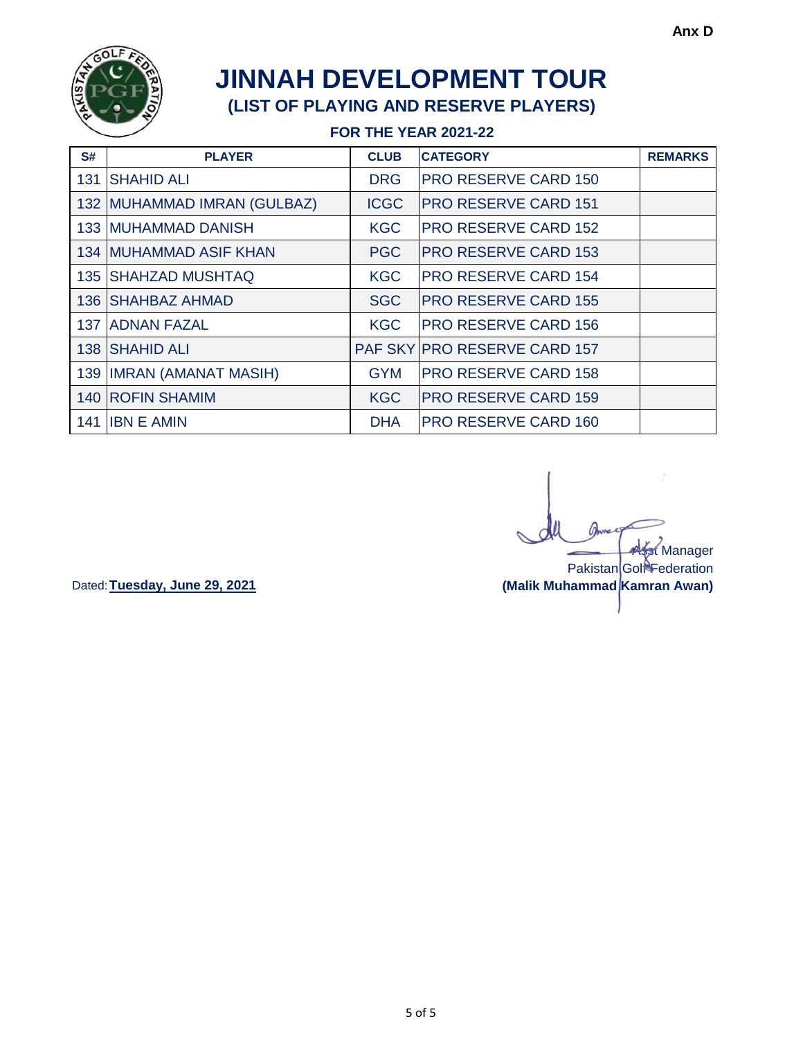Anx D

# JINNAH DEVELOPMENT TOUR

## (LIST OF PLAYING AND RESERVE PLAYERS)

**FOR THE YEAR 2021-22**

| S# | PLAYER | CLUB | CATEGORY | REMARKS |
|---|---|---|---|---|
| 131 | SHAHID ALI | DRG | PRO RESERVE CARD 150 | |
| 132 | MUHAMMAD IMRAN (GULBAZ) | ICGC | PRO RESERVE CARD 151 | |
| 133 | MUHAMMAD DANISH | KGC | PRO RESERVE CARD 152 | |
| 134 | MUHAMMAD ASIF KHAN | PGC | PRO RESERVE CARD 153 | |
| 135 | SHAHZAD MUSHTAQ | KGC | PRO RESERVE CARD 154 | |
| 136 | SHAHBAZ AHMAD | SGC | PRO RESERVE CARD 155 | |
| 137 | ADNAN FAZAL | KGC | PRO RESERVE CARD 156 | |
| 138 | SHAHID ALI | PAF SKY | PRO RESERVE CARD 157 | |
| 139 | IMRAN (AMANAT MASIH) | GYM | PRO RESERVE CARD 158 | |
| 140 | ROFIN SHAMIM | KGC | PRO RESERVE CARD 159 | |
| 141 | IBN E AMIN | DHA | PRO RESERVE CARD 160 | |

Asst Manager
Pakistan Golf Federation
**(Malik Muhammad Kamran Awan)**

Dated: **Tuesday, June 29, 2021**